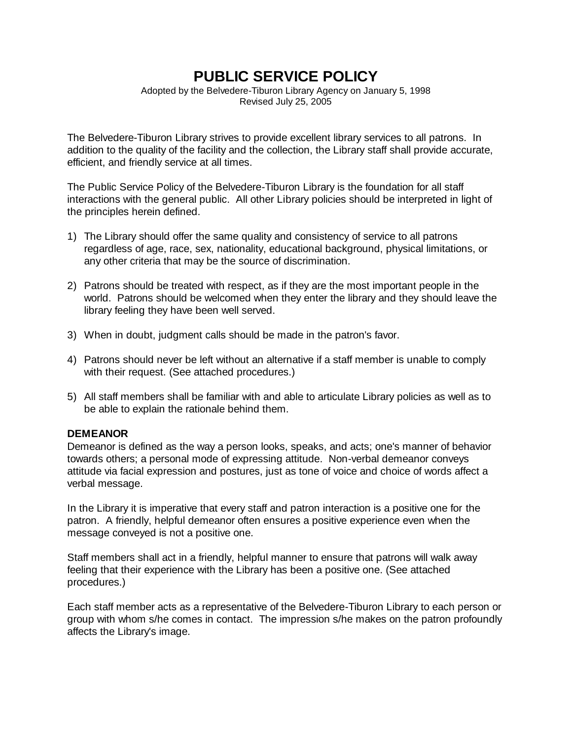# PUBLIC SERVICE POLICY

Adopted by the Belvedere-Tiburon Library Agency on January 5, 1998
Revised July 25, 2005

The Belvedere-Tiburon Library strives to provide excellent library services to all patrons. In addition to the quality of the facility and the collection, the Library staff shall provide accurate, efficient, and friendly service at all times.

The Public Service Policy of the Belvedere-Tiburon Library is the foundation for all staff interactions with the general public. All other Library policies should be interpreted in light of the principles herein defined.

1) The Library should offer the same quality and consistency of service to all patrons regardless of age, race, sex, nationality, educational background, physical limitations, or any other criteria that may be the source of discrimination.

2) Patrons should be treated with respect, as if they are the most important people in the world. Patrons should be welcomed when they enter the library and they should leave the library feeling they have been well served.

3) When in doubt, judgment calls should be made in the patron's favor.

4) Patrons should never be left without an alternative if a staff member is unable to comply with their request. (See attached procedures.)

5) All staff members shall be familiar with and able to articulate Library policies as well as to be able to explain the rationale behind them.

**DEMEANOR**

Demeanor is defined as the way a person looks, speaks, and acts; one's manner of behavior towards others; a personal mode of expressing attitude. Non-verbal demeanor conveys attitude via facial expression and postures, just as tone of voice and choice of words affect a verbal message.

In the Library it is imperative that every staff and patron interaction is a positive one for the patron. A friendly, helpful demeanor often ensures a positive experience even when the message conveyed is not a positive one.

Staff members shall act in a friendly, helpful manner to ensure that patrons will walk away feeling that their experience with the Library has been a positive one. (See attached procedures.)

Each staff member acts as a representative of the Belvedere-Tiburon Library to each person or group with whom s/he comes in contact. The impression s/he makes on the patron profoundly affects the Library's image.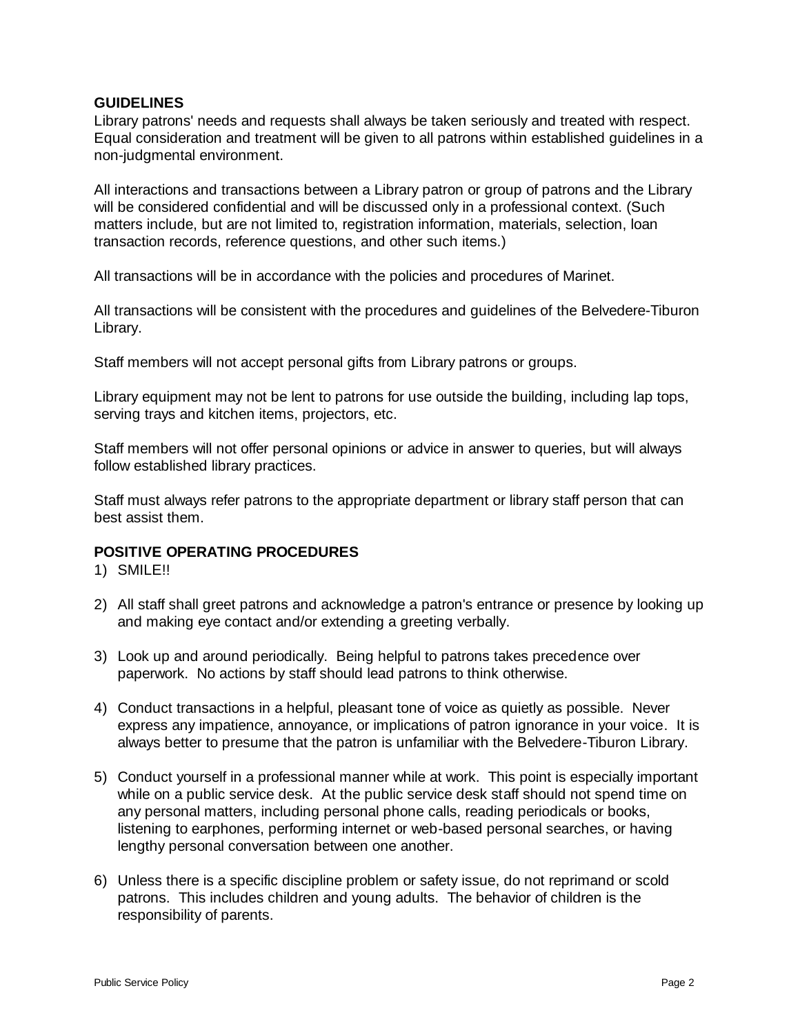**GUIDELINES**

Library patrons' needs and requests shall always be taken seriously and treated with respect. Equal consideration and treatment will be given to all patrons within established guidelines in a non-judgmental environment.

All interactions and transactions between a Library patron or group of patrons and the Library will be considered confidential and will be discussed only in a professional context. (Such matters include, but are not limited to, registration information, materials, selection, loan transaction records, reference questions, and other such items.)

All transactions will be in accordance with the policies and procedures of Marinet.

All transactions will be consistent with the procedures and guidelines of the Belvedere-Tiburon Library.

Staff members will not accept personal gifts from Library patrons or groups.

Library equipment may not be lent to patrons for use outside the building, including lap tops, serving trays and kitchen items, projectors, etc.

Staff members will not offer personal opinions or advice in answer to queries, but will always follow established library practices.

Staff must always refer patrons to the appropriate department or library staff person that can best assist them.

**POSITIVE OPERATING PROCEDURES**

1) SMILE!!

2) All staff shall greet patrons and acknowledge a patron's entrance or presence by looking up and making eye contact and/or extending a greeting verbally.

3) Look up and around periodically. Being helpful to patrons takes precedence over paperwork. No actions by staff should lead patrons to think otherwise.

4) Conduct transactions in a helpful, pleasant tone of voice as quietly as possible. Never express any impatience, annoyance, or implications of patron ignorance in your voice. It is always better to presume that the patron is unfamiliar with the Belvedere-Tiburon Library.

5) Conduct yourself in a professional manner while at work. This point is especially important while on a public service desk. At the public service desk staff should not spend time on any personal matters, including personal phone calls, reading periodicals or books, listening to earphones, performing internet or web-based personal searches, or having lengthy personal conversation between one another.

6) Unless there is a specific discipline problem or safety issue, do not reprimand or scold patrons. This includes children and young adults. The behavior of children is the responsibility of parents.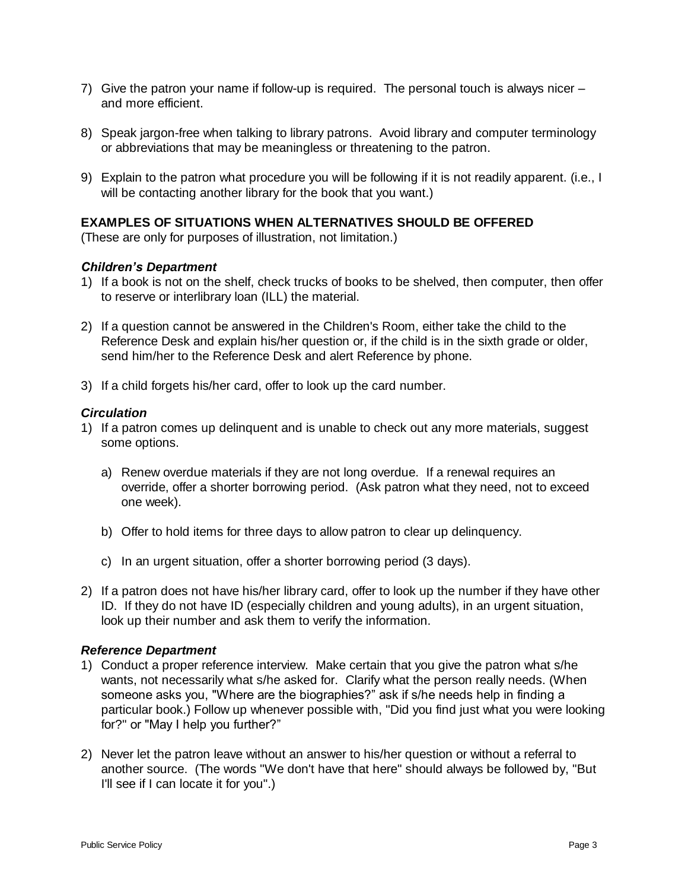7) Give the patron your name if follow-up is required. The personal touch is always nicer – and more efficient.

8) Speak jargon-free when talking to library patrons. Avoid library and computer terminology or abbreviations that may be meaningless or threatening to the patron.

9) Explain to the patron what procedure you will be following if it is not readily apparent. (i.e., I will be contacting another library for the book that you want.)

**EXAMPLES OF SITUATIONS WHEN ALTERNATIVES SHOULD BE OFFERED**
(These are only for purposes of illustration, not limitation.)

***Children's Department***

1) If a book is not on the shelf, check trucks of books to be shelved, then computer, then offer to reserve or interlibrary loan (ILL) the material.

2) If a question cannot be answered in the Children's Room, either take the child to the Reference Desk and explain his/her question or, if the child is in the sixth grade or older, send him/her to the Reference Desk and alert Reference by phone.

3) If a child forgets his/her card, offer to look up the card number.

***Circulation***

1) If a patron comes up delinquent and is unable to check out any more materials, suggest some options.

   a) Renew overdue materials if they are not long overdue. If a renewal requires an override, offer a shorter borrowing period. (Ask patron what they need, not to exceed one week).

   b) Offer to hold items for three days to allow patron to clear up delinquency.

   c) In an urgent situation, offer a shorter borrowing period (3 days).

2) If a patron does not have his/her library card, offer to look up the number if they have other ID. If they do not have ID (especially children and young adults), in an urgent situation, look up their number and ask them to verify the information.

***Reference Department***

1) Conduct a proper reference interview. Make certain that you give the patron what s/he wants, not necessarily what s/he asked for. Clarify what the person really needs. (When someone asks you, "Where are the biographies?" ask if s/he needs help in finding a particular book.) Follow up whenever possible with, "Did you find just what you were looking for?" or "May I help you further?"

2) Never let the patron leave without an answer to his/her question or without a referral to another source. (The words "We don't have that here" should always be followed by, "But I'll see if I can locate it for you".)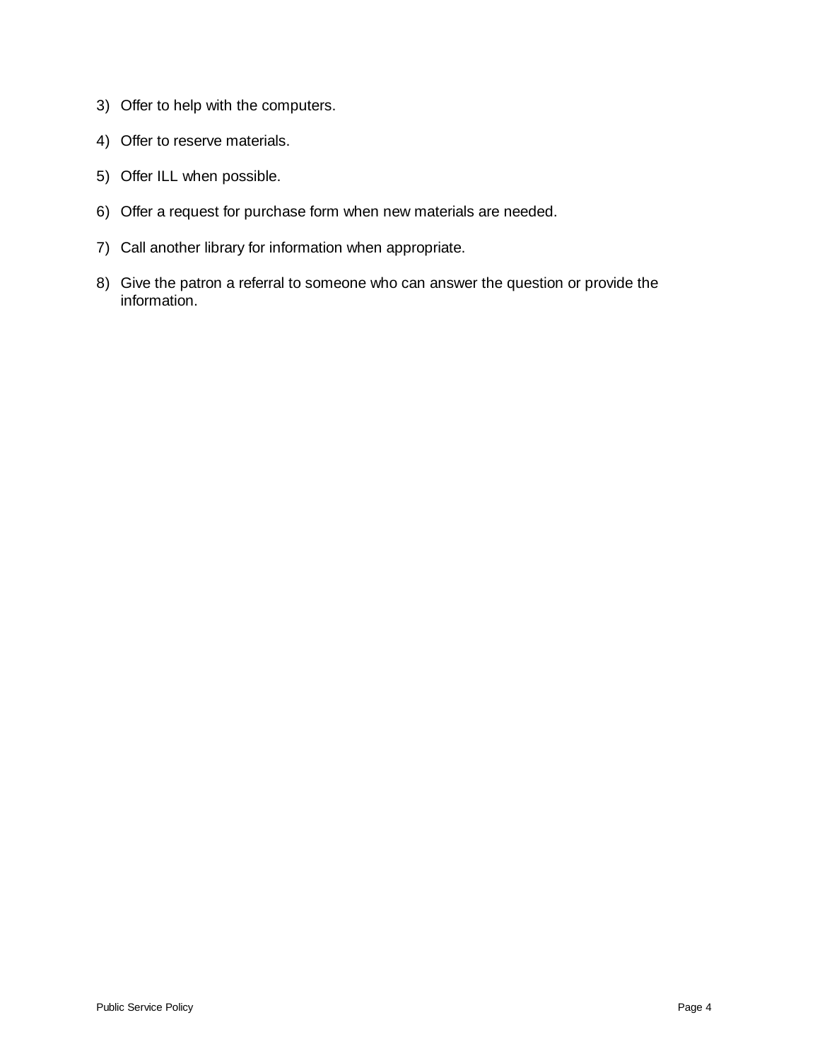3) Offer to help with the computers.

4) Offer to reserve materials.

5) Offer ILL when possible.

6) Offer a request for purchase form when new materials are needed.

7) Call another library for information when appropriate.

8) Give the patron a referral to someone who can answer the question or provide the information.